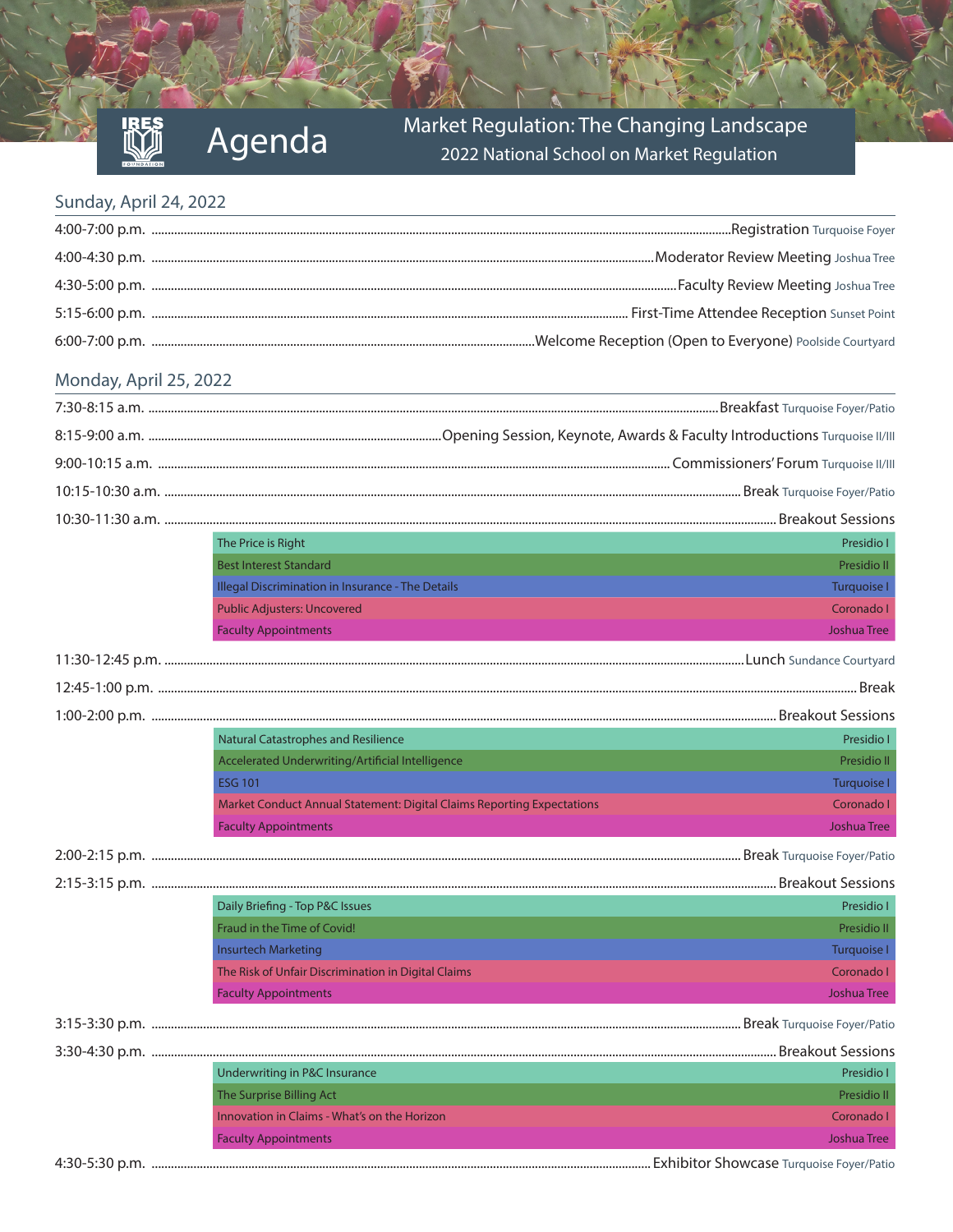# Agenda

## Market Regulation: The Changing Landscape
### 2022 National School on Market Regulation

## Sunday, April 24, 2022

| Time | Event | Location |
|---|---|---|
| 4:00-7:00 p.m. | Registration | Turquoise Foyer |
| 4:00-4:30 p.m. | Moderator Review Meeting | Joshua Tree |
| 4:30-5:00 p.m. | Faculty Review Meeting | Joshua Tree |
| 5:15-6:00 p.m. | First-Time Attendee Reception | Sunset Point |
| 6:00-7:00 p.m. | Welcome Reception (Open to Everyone) | Poolside Courtyard |

## Monday, April 25, 2022

| Time | Event | Location |
|---|---|---|
| 7:30-8:15 a.m. | Breakfast | Turquoise Foyer/Patio |
| 8:15-9:00 a.m. | Opening Session, Keynote, Awards & Faculty Introductions | Turquoise II/III |
| 9:00-10:15 a.m. | Commissioners' Forum | Turquoise II/III |
| 10:15-10:30 a.m. | Break | Turquoise Foyer/Patio |
| 10:30-11:30 a.m. | Breakout Sessions | |
| | The Price is Right | Presidio I |
| | Best Interest Standard | Presidio II |
| | Illegal Discrimination in Insurance - The Details | Turquoise I |
| | Public Adjusters: Uncovered | Coronado I |
| | Faculty Appointments | Joshua Tree |
| 11:30-12:45 p.m. | Lunch | Sundance Courtyard |
| 12:45-1:00 p.m. | Break | |
| 1:00-2:00 p.m. | Breakout Sessions | |
| | Natural Catastrophes and Resilience | Presidio I |
| | Accelerated Underwriting/Artificial Intelligence | Presidio II |
| | ESG 101 | Turquoise I |
| | Market Conduct Annual Statement: Digital Claims Reporting Expectations | Coronado I |
| | Faculty Appointments | Joshua Tree |
| 2:00-2:15 p.m. | Break | Turquoise Foyer/Patio |
| 2:15-3:15 p.m. | Breakout Sessions | |
| | Daily Briefing - Top P&C Issues | Presidio I |
| | Fraud in the Time of Covid! | Presidio II |
| | Insurtech Marketing | Turquoise I |
| | The Risk of Unfair Discrimination in Digital Claims | Coronado I |
| | Faculty Appointments | Joshua Tree |
| 3:15-3:30 p.m. | Break | Turquoise Foyer/Patio |
| 3:30-4:30 p.m. | Breakout Sessions | |
| | Underwriting in P&C Insurance | Presidio I |
| | The Surprise Billing Act | Presidio II |
| | Innovation in Claims - What's on the Horizon | Coronado I |
| | Faculty Appointments | Joshua Tree |
| 4:30-5:30 p.m. | Exhibitor Showcase | Turquoise Foyer/Patio |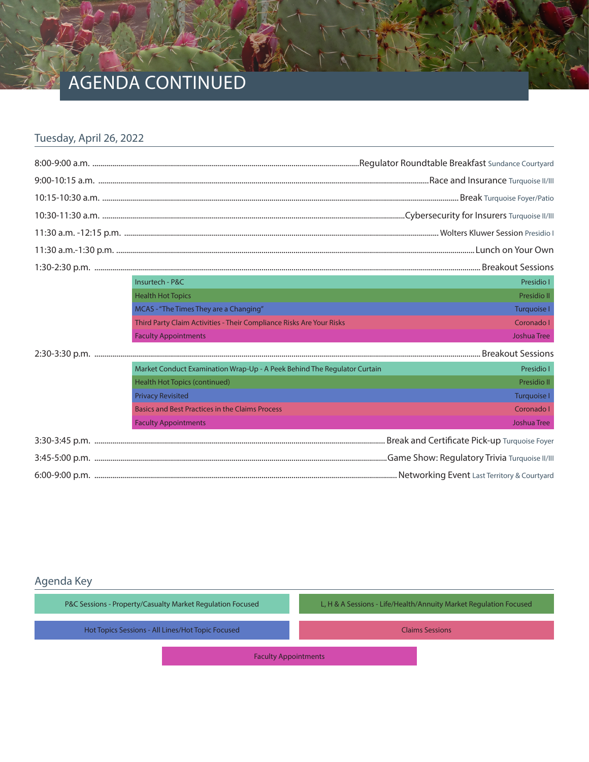# AGENDA CONTINUED

## Tuesday, April 26, 2022

8:00-9:00 a.m. .......... Regulator Roundtable Breakfast Sundance Courtyard

9:00-10:15 a.m. .......... Race and Insurance Turquoise II/III

10:15-10:30 a.m. .......... Break Turquoise Foyer/Patio

10:30-11:30 a.m. .......... Cybersecurity for Insurers Turquoise II/III

11:30 a.m. -12:15 p.m. .......... Wolters Kluwer Session Presidio I

11:30 a.m.-1:30 p.m. .......... Lunch on Your Own

1:30-2:30 p.m. .......... Breakout Sessions

| | |
|---|---|
| Insurtech - P&C | Presidio I |
| Health Hot Topics | Presidio II |
| MCAS - "The Times They are a Changing" | Turquoise I |
| Third Party Claim Activities - Their Compliance Risks Are Your Risks | Coronado I |
| Faculty Appointments | Joshua Tree |

2:30-3:30 p.m. .......... Breakout Sessions

| | |
|---|---|
| Market Conduct Examination Wrap-Up - A Peek Behind The Regulator Curtain | Presidio I |
| Health Hot Topics (continued) | Presidio II |
| Privacy Revisited | Turquoise I |
| Basics and Best Practices in the Claims Process | Coronado I |
| Faculty Appointments | Joshua Tree |

3:30-3:45 p.m. .......... Break and Certificate Pick-up Turquoise Foyer

3:45-5:00 p.m. .......... Game Show: Regulatory Trivia Turquoise II/III

6:00-9:00 p.m. .......... Networking Event Last Territory & Courtyard

## Agenda Key

- P&C Sessions - Property/Casualty Market Regulation Focused
- L, H & A Sessions - Life/Health/Annuity Market Regulation Focused
- Hot Topics Sessions - All Lines/Hot Topic Focused
- Claims Sessions
- Faculty Appointments